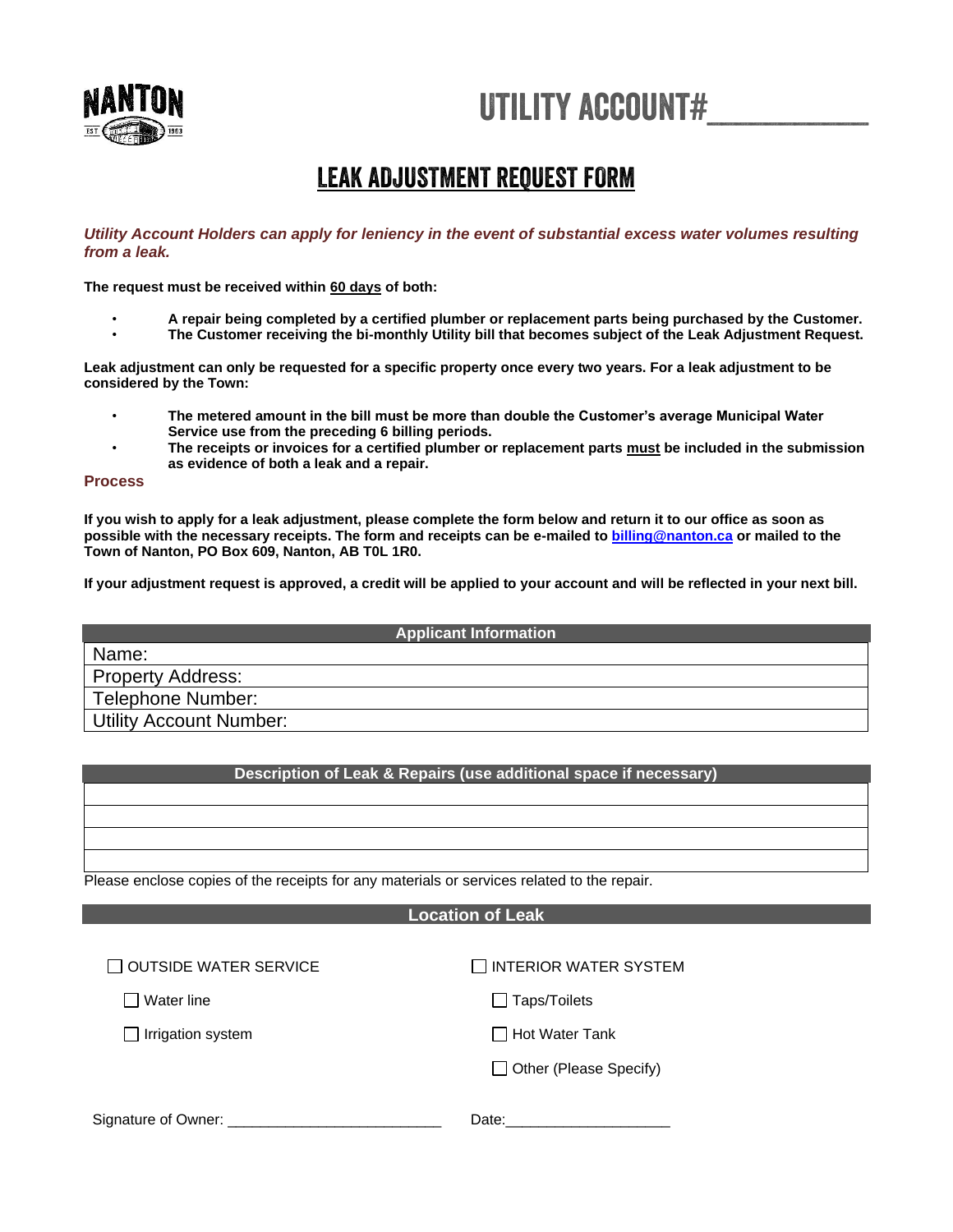NANTON

# UTILITY ACCOUNT#__________

## LEAK ADJUSTMENT REQUEST FORM

***Utility Account Holders can apply for leniency in the event of substantial excess water volumes resulting from a leak.***

**The request must be received within 60 days of both:**

- **A repair being completed by a certified plumber or replacement parts being purchased by the Customer.**
- **The Customer receiving the bi-monthly Utility bill that becomes subject of the Leak Adjustment Request.**

**Leak adjustment can only be requested for a specific property once every two years. For a leak adjustment to be considered by the Town:**

- **The metered amount in the bill must be more than double the Customer's average Municipal Water Service use from the preceding 6 billing periods.**
- **The receipts or invoices for a certified plumber or replacement parts must be included in the submission as evidence of both a leak and a repair.**

### Process

**If you wish to apply for a leak adjustment, please complete the form below and return it to our office as soon as possible with the necessary receipts. The form and receipts can be e-mailed to billing@nanton.ca or mailed to the Town of Nanton, PO Box 609, Nanton, AB T0L 1R0.**

**If your adjustment request is approved, a credit will be applied to your account and will be reflected in your next bill.**

| Applicant Information |
|---|
| Name: |
| Property Address: |
| Telephone Number: |
| Utility Account Number: |

| Description of Leak & Repairs (use additional space if necessary) |
|---|
| |
| |
| |
| |

Please enclose copies of the receipts for any materials or services related to the repair.

**Location of Leak**

- ☐ OUTSIDE WATER SERVICE
  - ☐ Water line
  - ☐ Irrigation system
- ☐ INTERIOR WATER SYSTEM
  - ☐ Taps/Toilets
  - ☐ Hot Water Tank
  - ☐ Other (Please Specify)

Signature of Owner: __________________________ Date:____________________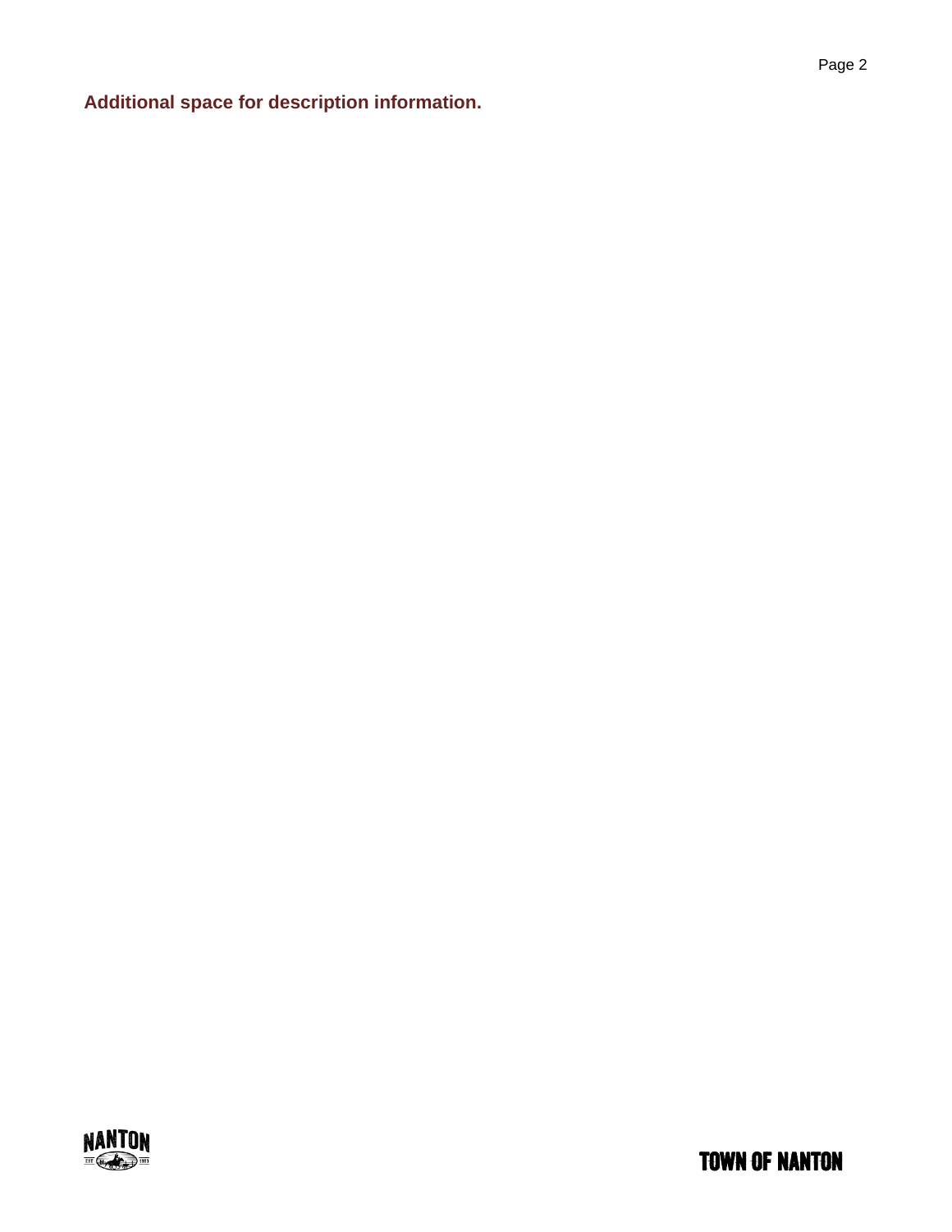**Additional space for description information.**